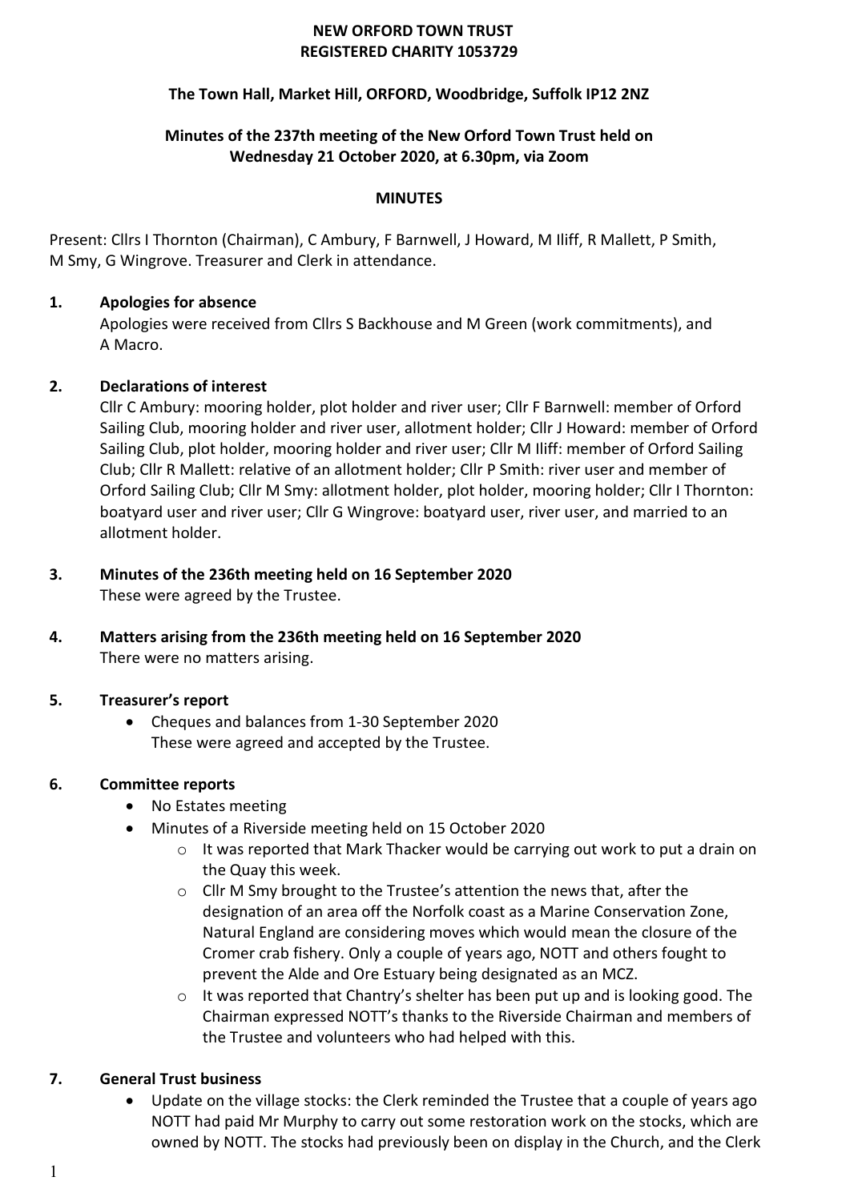**NEW ORFORD TOWN TRUST**
**REGISTERED CHARITY 1053729**

**The Town Hall, Market Hill, ORFORD, Woodbridge, Suffolk IP12 2NZ**

**Minutes of the 237th meeting of the New Orford Town Trust held on Wednesday 21 October 2020, at 6.30pm, via Zoom**

**MINUTES**

Present: Cllrs I Thornton (Chairman), C Ambury, F Barnwell, J Howard, M Iliff, R Mallett, P Smith, M Smy, G Wingrove. Treasurer and Clerk in attendance.

**1. Apologies for absence**

Apologies were received from Cllrs S Backhouse and M Green (work commitments), and A Macro.

**2. Declarations of interest**

Cllr C Ambury: mooring holder, plot holder and river user; Cllr F Barnwell: member of Orford Sailing Club, mooring holder and river user, allotment holder; Cllr J Howard: member of Orford Sailing Club, plot holder, mooring holder and river user; Cllr M Iliff: member of Orford Sailing Club; Cllr R Mallett: relative of an allotment holder; Cllr P Smith: river user and member of Orford Sailing Club; Cllr M Smy: allotment holder, plot holder, mooring holder; Cllr I Thornton: boatyard user and river user; Cllr G Wingrove: boatyard user, river user, and married to an allotment holder.

**3. Minutes of the 236th meeting held on 16 September 2020**

These were agreed by the Trustee.

**4. Matters arising from the 236th meeting held on 16 September 2020**

There were no matters arising.

**5. Treasurer's report**

- Cheques and balances from 1-30 September 2020
  These were agreed and accepted by the Trustee.

**6. Committee reports**

- No Estates meeting
- Minutes of a Riverside meeting held on 15 October 2020
  - It was reported that Mark Thacker would be carrying out work to put a drain on the Quay this week.
  - Cllr M Smy brought to the Trustee's attention the news that, after the designation of an area off the Norfolk coast as a Marine Conservation Zone, Natural England are considering moves which would mean the closure of the Cromer crab fishery. Only a couple of years ago, NOTT and others fought to prevent the Alde and Ore Estuary being designated as an MCZ.
  - It was reported that Chantry's shelter has been put up and is looking good. The Chairman expressed NOTT's thanks to the Riverside Chairman and members of the Trustee and volunteers who had helped with this.

**7. General Trust business**

- Update on the village stocks: the Clerk reminded the Trustee that a couple of years ago NOTT had paid Mr Murphy to carry out some restoration work on the stocks, which are owned by NOTT. The stocks had previously been on display in the Church, and the Clerk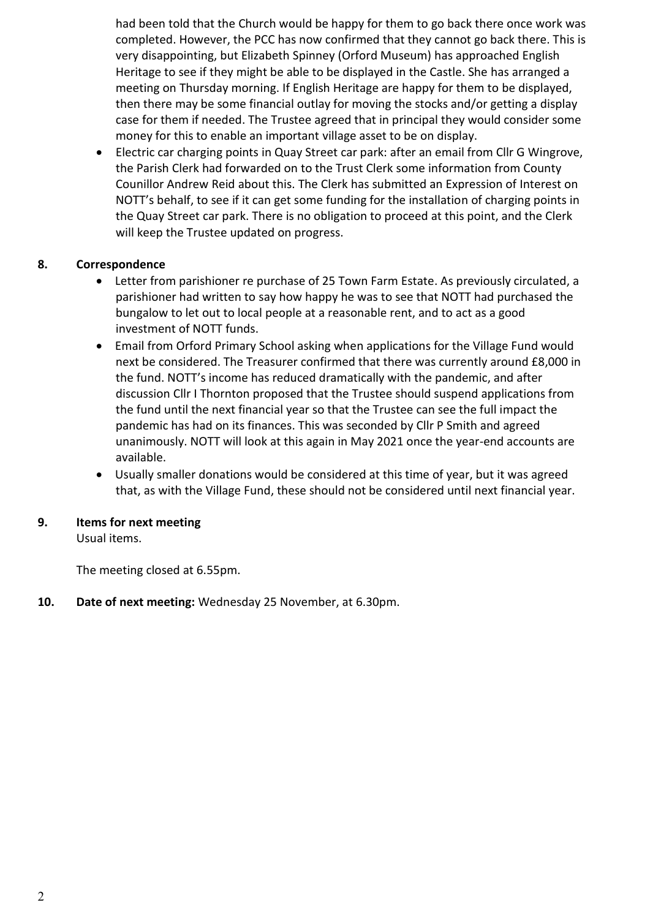had been told that the Church would be happy for them to go back there once work was completed. However, the PCC has now confirmed that they cannot go back there. This is very disappointing, but Elizabeth Spinney (Orford Museum) has approached English Heritage to see if they might be able to be displayed in the Castle. She has arranged a meeting on Thursday morning. If English Heritage are happy for them to be displayed, then there may be some financial outlay for moving the stocks and/or getting a display case for them if needed. The Trustee agreed that in principal they would consider some money for this to enable an important village asset to be on display.

- Electric car charging points in Quay Street car park: after an email from Cllr G Wingrove, the Parish Clerk had forwarded on to the Trust Clerk some information from County Counillor Andrew Reid about this. The Clerk has submitted an Expression of Interest on NOTT's behalf, to see if it can get some funding for the installation of charging points in the Quay Street car park. There is no obligation to proceed at this point, and the Clerk will keep the Trustee updated on progress.

**8. Correspondence**

- Letter from parishioner re purchase of 25 Town Farm Estate. As previously circulated, a parishioner had written to say how happy he was to see that NOTT had purchased the bungalow to let out to local people at a reasonable rent, and to act as a good investment of NOTT funds.
- Email from Orford Primary School asking when applications for the Village Fund would next be considered. The Treasurer confirmed that there was currently around £8,000 in the fund. NOTT's income has reduced dramatically with the pandemic, and after discussion Cllr I Thornton proposed that the Trustee should suspend applications from the fund until the next financial year so that the Trustee can see the full impact the pandemic has had on its finances. This was seconded by Cllr P Smith and agreed unanimously. NOTT will look at this again in May 2021 once the year-end accounts are available.
- Usually smaller donations would be considered at this time of year, but it was agreed that, as with the Village Fund, these should not be considered until next financial year.

**9. Items for next meeting**

Usual items.

The meeting closed at 6.55pm.

**10. Date of next meeting:** Wednesday 25 November, at 6.30pm.